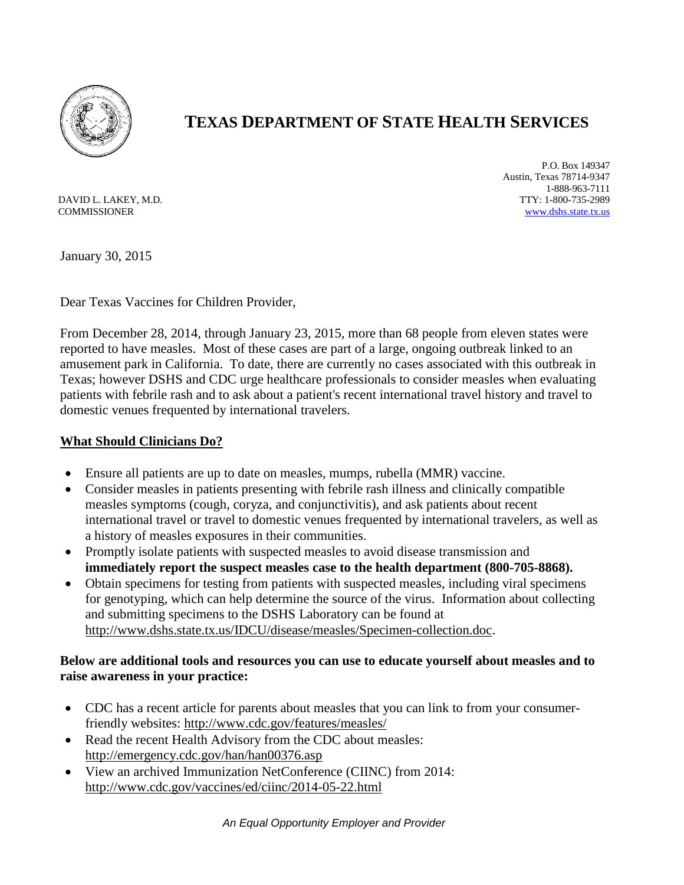# TEXAS DEPARTMENT OF STATE HEALTH SERVICES

DAVID L. LAKEY, M.D.
COMMISSIONER

P.O. Box 149347
Austin, Texas 78714-9347
1-888-963-7111
TTY: 1-800-735-2989
www.dshs.state.tx.us

January 30, 2015

Dear Texas Vaccines for Children Provider,

From December 28, 2014, through January 23, 2015, more than 68 people from eleven states were reported to have measles. Most of these cases are part of a large, ongoing outbreak linked to an amusement park in California. To date, there are currently no cases associated with this outbreak in Texas; however DSHS and CDC urge healthcare professionals to consider measles when evaluating patients with febrile rash and to ask about a patient's recent international travel history and travel to domestic venues frequented by international travelers.

## What Should Clinicians Do?

- Ensure all patients are up to date on measles, mumps, rubella (MMR) vaccine.
- Consider measles in patients presenting with febrile rash illness and clinically compatible measles symptoms (cough, coryza, and conjunctivitis), and ask patients about recent international travel or travel to domestic venues frequented by international travelers, as well as a history of measles exposures in their communities.
- Promptly isolate patients with suspected measles to avoid disease transmission and **immediately report the suspect measles case to the health department (800-705-8868).**
- Obtain specimens for testing from patients with suspected measles, including viral specimens for genotyping, which can help determine the source of the virus. Information about collecting and submitting specimens to the DSHS Laboratory can be found at http://www.dshs.state.tx.us/IDCU/disease/measles/Specimen-collection.doc.

**Below are additional tools and resources you can use to educate yourself about measles and to raise awareness in your practice:**

- CDC has a recent article for parents about measles that you can link to from your consumer-friendly websites: http://www.cdc.gov/features/measles/
- Read the recent Health Advisory from the CDC about measles: http://emergency.cdc.gov/han/han00376.asp
- View an archived Immunization NetConference (CIINC) from 2014: http://www.cdc.gov/vaccines/ed/ciinc/2014-05-22.html

*An Equal Opportunity Employer and Provider*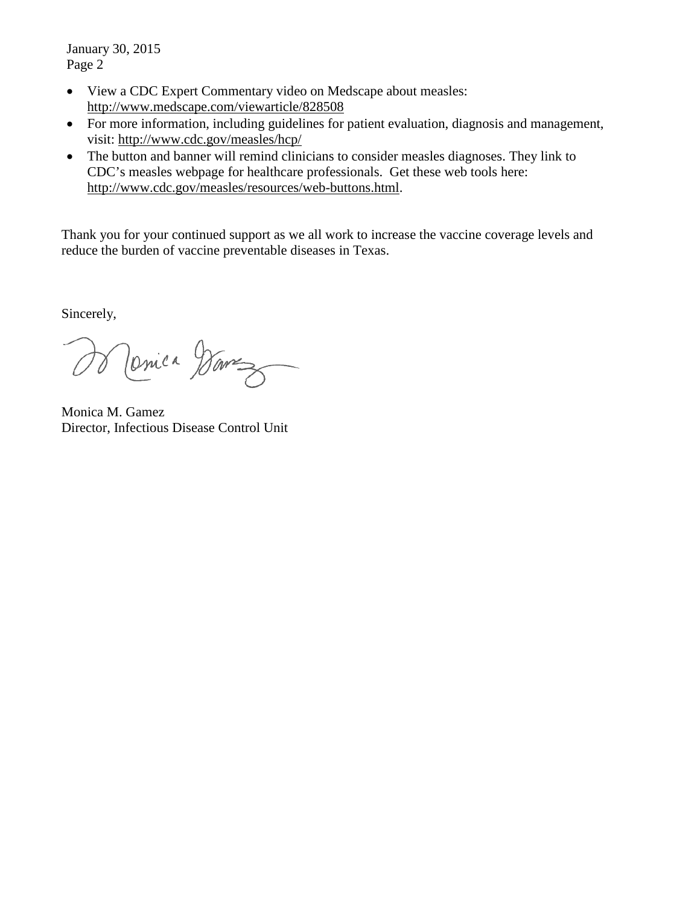- View a CDC Expert Commentary video on Medscape about measles: http://www.medscape.com/viewarticle/828508
- For more information, including guidelines for patient evaluation, diagnosis and management, visit: http://www.cdc.gov/measles/hcp/
- The button and banner will remind clinicians to consider measles diagnoses. They link to CDC's measles webpage for healthcare professionals. Get these web tools here: http://www.cdc.gov/measles/resources/web-buttons.html.

Thank you for your continued support as we all work to increase the vaccine coverage levels and reduce the burden of vaccine preventable diseases in Texas.

Sincerely,

Monica M. Gamez
Director, Infectious Disease Control Unit